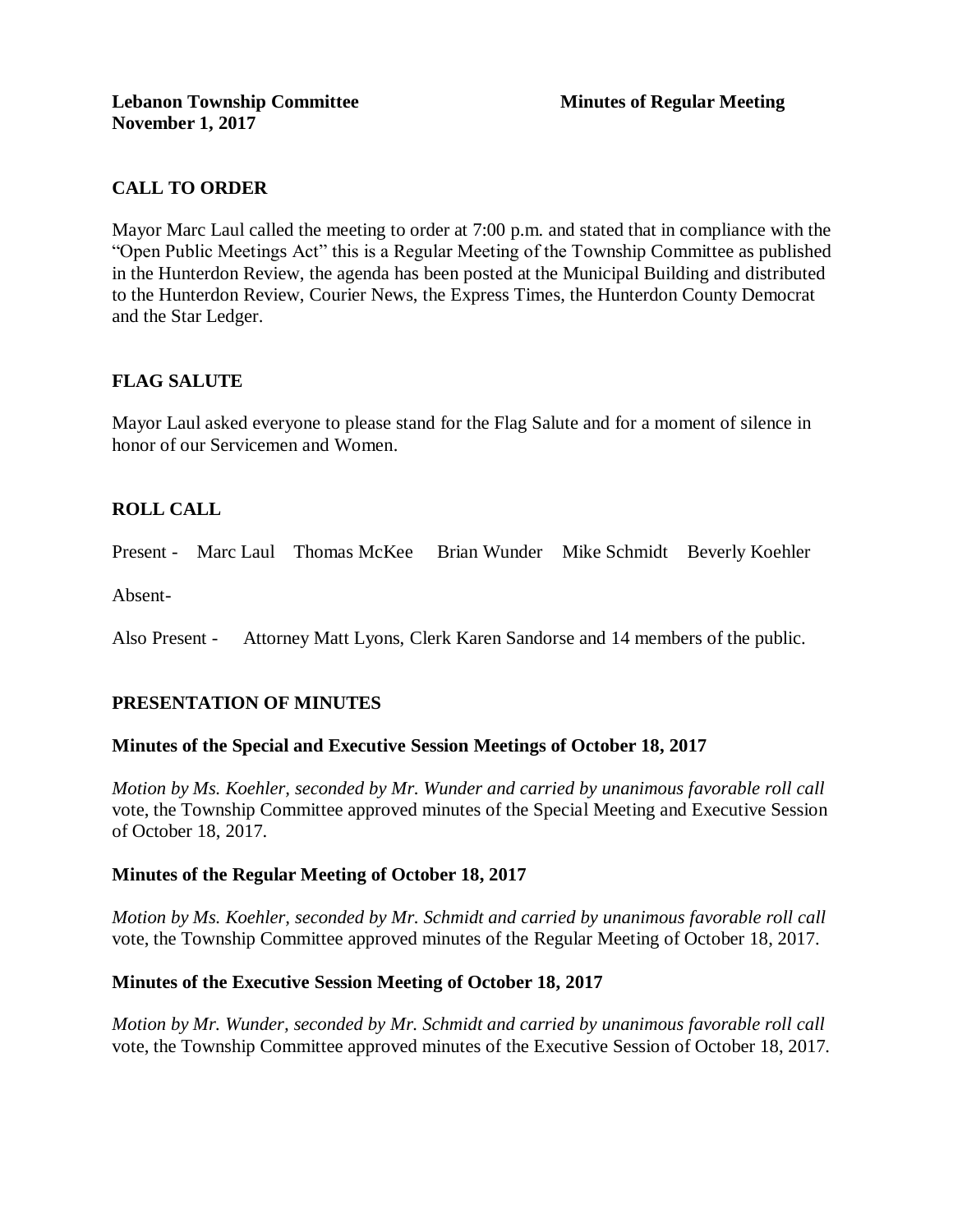**Lebanon Township Committee** **Minutes of Regular Meeting**
**November 1, 2017**

## CALL TO ORDER

Mayor Marc Laul called the meeting to order at 7:00 p.m. and stated that in compliance with the "Open Public Meetings Act" this is a Regular Meeting of the Township Committee as published in the Hunterdon Review, the agenda has been posted at the Municipal Building and distributed to the Hunterdon Review, Courier News, the Express Times, the Hunterdon County Democrat and the Star Ledger.

## FLAG SALUTE

Mayor Laul asked everyone to please stand for the Flag Salute and for a moment of silence in honor of our Servicemen and Women.

## ROLL CALL

Present - Marc Laul Thomas McKee Brian Wunder Mike Schmidt Beverly Koehler

Absent-

Also Present - Attorney Matt Lyons, Clerk Karen Sandorse and 14 members of the public.

## PRESENTATION OF MINUTES

### Minutes of the Special and Executive Session Meetings of October 18, 2017

*Motion by Ms. Koehler, seconded by Mr. Wunder and carried by unanimous favorable roll call* vote, the Township Committee approved minutes of the Special Meeting and Executive Session of October 18, 2017.

### Minutes of the Regular Meeting of October 18, 2017

*Motion by Ms. Koehler, seconded by Mr. Schmidt and carried by unanimous favorable roll call* vote, the Township Committee approved minutes of the Regular Meeting of October 18, 2017.

### Minutes of the Executive Session Meeting of October 18, 2017

*Motion by Mr. Wunder, seconded by Mr. Schmidt and carried by unanimous favorable roll call* vote, the Township Committee approved minutes of the Executive Session of October 18, 2017.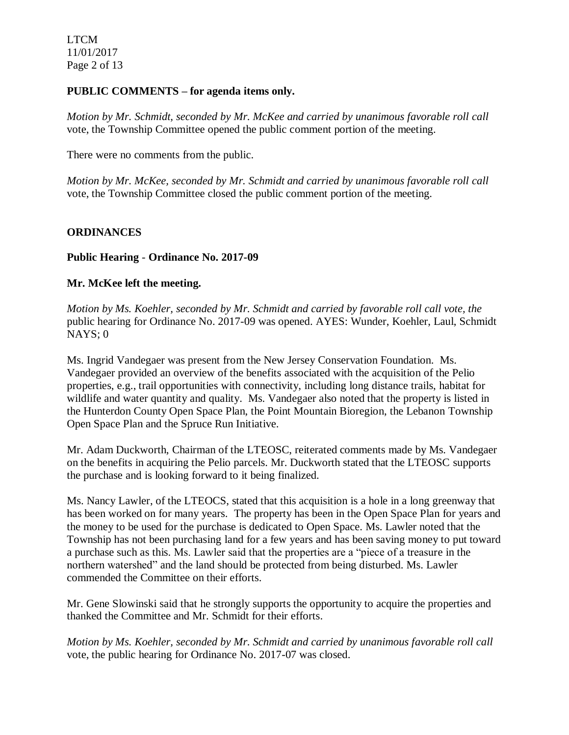**PUBLIC COMMENTS – for agenda items only.**

*Motion by Mr. Schmidt, seconded by Mr. McKee and carried by unanimous favorable roll call* vote, the Township Committee opened the public comment portion of the meeting.

There were no comments from the public.

*Motion by Mr. McKee, seconded by Mr. Schmidt and carried by unanimous favorable roll call* vote, the Township Committee closed the public comment portion of the meeting.

**ORDINANCES**

**Public Hearing - Ordinance No. 2017-09**

**Mr. McKee left the meeting.**

*Motion by Ms. Koehler, seconded by Mr. Schmidt and carried by favorable roll call vote, the* public hearing for Ordinance No. 2017-09 was opened. AYES: Wunder, Koehler, Laul, Schmidt NAYS; 0

Ms. Ingrid Vandegaer was present from the New Jersey Conservation Foundation. Ms. Vandegaer provided an overview of the benefits associated with the acquisition of the Pelio properties, e.g., trail opportunities with connectivity, including long distance trails, habitat for wildlife and water quantity and quality. Ms. Vandegaer also noted that the property is listed in the Hunterdon County Open Space Plan, the Point Mountain Bioregion, the Lebanon Township Open Space Plan and the Spruce Run Initiative.

Mr. Adam Duckworth, Chairman of the LTEOSC, reiterated comments made by Ms. Vandegaer on the benefits in acquiring the Pelio parcels. Mr. Duckworth stated that the LTEOSC supports the purchase and is looking forward to it being finalized.

Ms. Nancy Lawler, of the LTEOCS, stated that this acquisition is a hole in a long greenway that has been worked on for many years. The property has been in the Open Space Plan for years and the money to be used for the purchase is dedicated to Open Space. Ms. Lawler noted that the Township has not been purchasing land for a few years and has been saving money to put toward a purchase such as this. Ms. Lawler said that the properties are a "piece of a treasure in the northern watershed" and the land should be protected from being disturbed. Ms. Lawler commended the Committee on their efforts.

Mr. Gene Slowinski said that he strongly supports the opportunity to acquire the properties and thanked the Committee and Mr. Schmidt for their efforts.

*Motion by Ms. Koehler, seconded by Mr. Schmidt and carried by unanimous favorable roll call* vote, the public hearing for Ordinance No. 2017-07 was closed.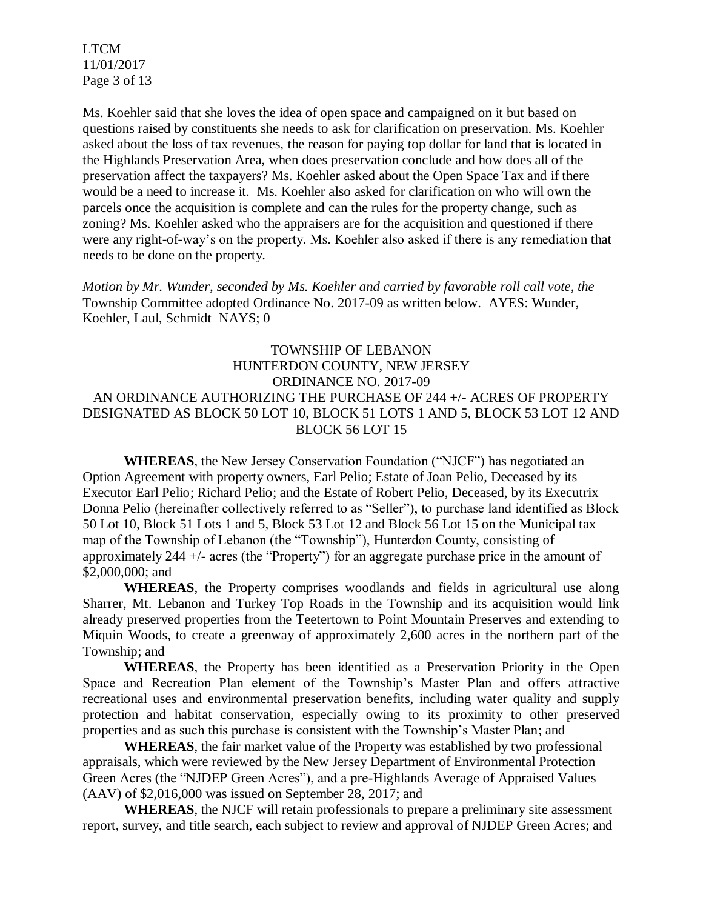Ms. Koehler said that she loves the idea of open space and campaigned on it but based on questions raised by constituents she needs to ask for clarification on preservation. Ms. Koehler asked about the loss of tax revenues, the reason for paying top dollar for land that is located in the Highlands Preservation Area, when does preservation conclude and how does all of the preservation affect the taxpayers? Ms. Koehler asked about the Open Space Tax and if there would be a need to increase it. Ms. Koehler also asked for clarification on who will own the parcels once the acquisition is complete and can the rules for the property change, such as zoning? Ms. Koehler asked who the appraisers are for the acquisition and questioned if there were any right-of-way's on the property. Ms. Koehler also asked if there is any remediation that needs to be done on the property.

*Motion by Mr. Wunder, seconded by Ms. Koehler and carried by favorable roll call vote, the* Township Committee adopted Ordinance No. 2017-09 as written below. AYES: Wunder, Koehler, Laul, Schmidt NAYS; 0

TOWNSHIP OF LEBANON
HUNTERDON COUNTY, NEW JERSEY
ORDINANCE NO. 2017-09
AN ORDINANCE AUTHORIZING THE PURCHASE OF 244 +/- ACRES OF PROPERTY DESIGNATED AS BLOCK 50 LOT 10, BLOCK 51 LOTS 1 AND 5, BLOCK 53 LOT 12 AND BLOCK 56 LOT 15

**WHEREAS**, the New Jersey Conservation Foundation ("NJCF") has negotiated an Option Agreement with property owners, Earl Pelio; Estate of Joan Pelio, Deceased by its Executor Earl Pelio; Richard Pelio; and the Estate of Robert Pelio, Deceased, by its Executrix Donna Pelio (hereinafter collectively referred to as "Seller"), to purchase land identified as Block 50 Lot 10, Block 51 Lots 1 and 5, Block 53 Lot 12 and Block 56 Lot 15 on the Municipal tax map of the Township of Lebanon (the "Township"), Hunterdon County, consisting of approximately 244 +/- acres (the "Property") for an aggregate purchase price in the amount of $2,000,000; and

**WHEREAS**, the Property comprises woodlands and fields in agricultural use along Sharrer, Mt. Lebanon and Turkey Top Roads in the Township and its acquisition would link already preserved properties from the Teetertown to Point Mountain Preserves and extending to Miquin Woods, to create a greenway of approximately 2,600 acres in the northern part of the Township; and

**WHEREAS**, the Property has been identified as a Preservation Priority in the Open Space and Recreation Plan element of the Township's Master Plan and offers attractive recreational uses and environmental preservation benefits, including water quality and supply protection and habitat conservation, especially owing to its proximity to other preserved properties and as such this purchase is consistent with the Township's Master Plan; and

**WHEREAS**, the fair market value of the Property was established by two professional appraisals, which were reviewed by the New Jersey Department of Environmental Protection Green Acres (the "NJDEP Green Acres"), and a pre-Highlands Average of Appraised Values (AAV) of $2,016,000 was issued on September 28, 2017; and

**WHEREAS**, the NJCF will retain professionals to prepare a preliminary site assessment report, survey, and title search, each subject to review and approval of NJDEP Green Acres; and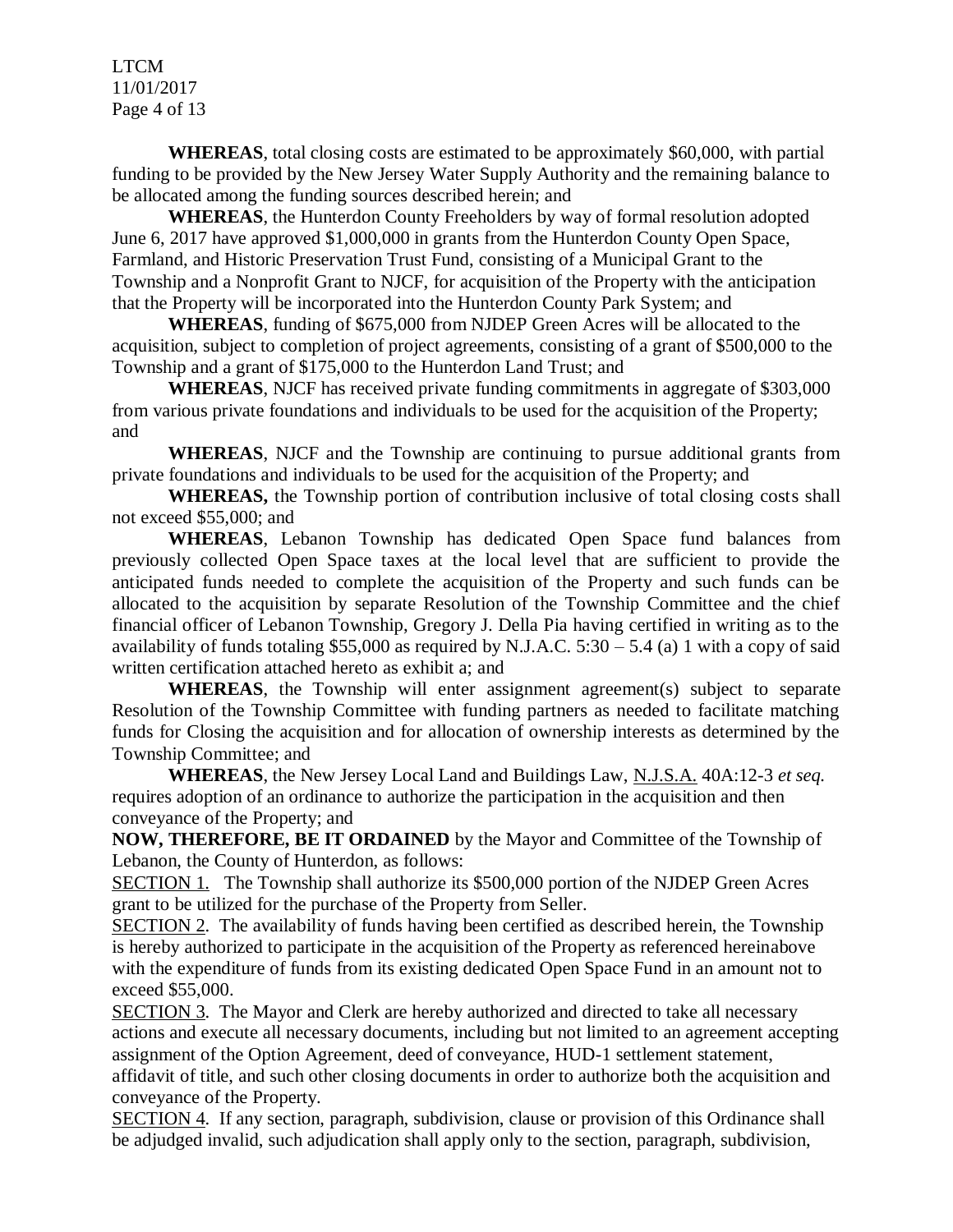**WHEREAS**, total closing costs are estimated to be approximately $60,000, with partial funding to be provided by the New Jersey Water Supply Authority and the remaining balance to be allocated among the funding sources described herein; and

**WHEREAS**, the Hunterdon County Freeholders by way of formal resolution adopted June 6, 2017 have approved $1,000,000 in grants from the Hunterdon County Open Space, Farmland, and Historic Preservation Trust Fund, consisting of a Municipal Grant to the Township and a Nonprofit Grant to NJCF, for acquisition of the Property with the anticipation that the Property will be incorporated into the Hunterdon County Park System; and

**WHEREAS**, funding of $675,000 from NJDEP Green Acres will be allocated to the acquisition, subject to completion of project agreements, consisting of a grant of $500,000 to the Township and a grant of $175,000 to the Hunterdon Land Trust; and

**WHEREAS**, NJCF has received private funding commitments in aggregate of $303,000 from various private foundations and individuals to be used for the acquisition of the Property; and

**WHEREAS**, NJCF and the Township are continuing to pursue additional grants from private foundations and individuals to be used for the acquisition of the Property; and

**WHEREAS,** the Township portion of contribution inclusive of total closing costs shall not exceed $55,000; and

**WHEREAS**, Lebanon Township has dedicated Open Space fund balances from previously collected Open Space taxes at the local level that are sufficient to provide the anticipated funds needed to complete the acquisition of the Property and such funds can be allocated to the acquisition by separate Resolution of the Township Committee and the chief financial officer of Lebanon Township, Gregory J. Della Pia having certified in writing as to the availability of funds totaling $55,000 as required by N.J.A.C. 5:30 – 5.4 (a) 1 with a copy of said written certification attached hereto as exhibit a; and

**WHEREAS**, the Township will enter assignment agreement(s) subject to separate Resolution of the Township Committee with funding partners as needed to facilitate matching funds for Closing the acquisition and for allocation of ownership interests as determined by the Township Committee; and

**WHEREAS**, the New Jersey Local Land and Buildings Law, N.J.S.A. 40A:12-3 *et seq.* requires adoption of an ordinance to authorize the participation in the acquisition and then conveyance of the Property; and

**NOW, THEREFORE, BE IT ORDAINED** by the Mayor and Committee of the Township of Lebanon, the County of Hunterdon, as follows:

SECTION 1. The Township shall authorize its $500,000 portion of the NJDEP Green Acres grant to be utilized for the purchase of the Property from Seller.

SECTION 2. The availability of funds having been certified as described herein, the Township is hereby authorized to participate in the acquisition of the Property as referenced hereinabove with the expenditure of funds from its existing dedicated Open Space Fund in an amount not to exceed $55,000.

SECTION 3. The Mayor and Clerk are hereby authorized and directed to take all necessary actions and execute all necessary documents, including but not limited to an agreement accepting assignment of the Option Agreement, deed of conveyance, HUD-1 settlement statement, affidavit of title, and such other closing documents in order to authorize both the acquisition and conveyance of the Property.

SECTION 4. If any section, paragraph, subdivision, clause or provision of this Ordinance shall be adjudged invalid, such adjudication shall apply only to the section, paragraph, subdivision,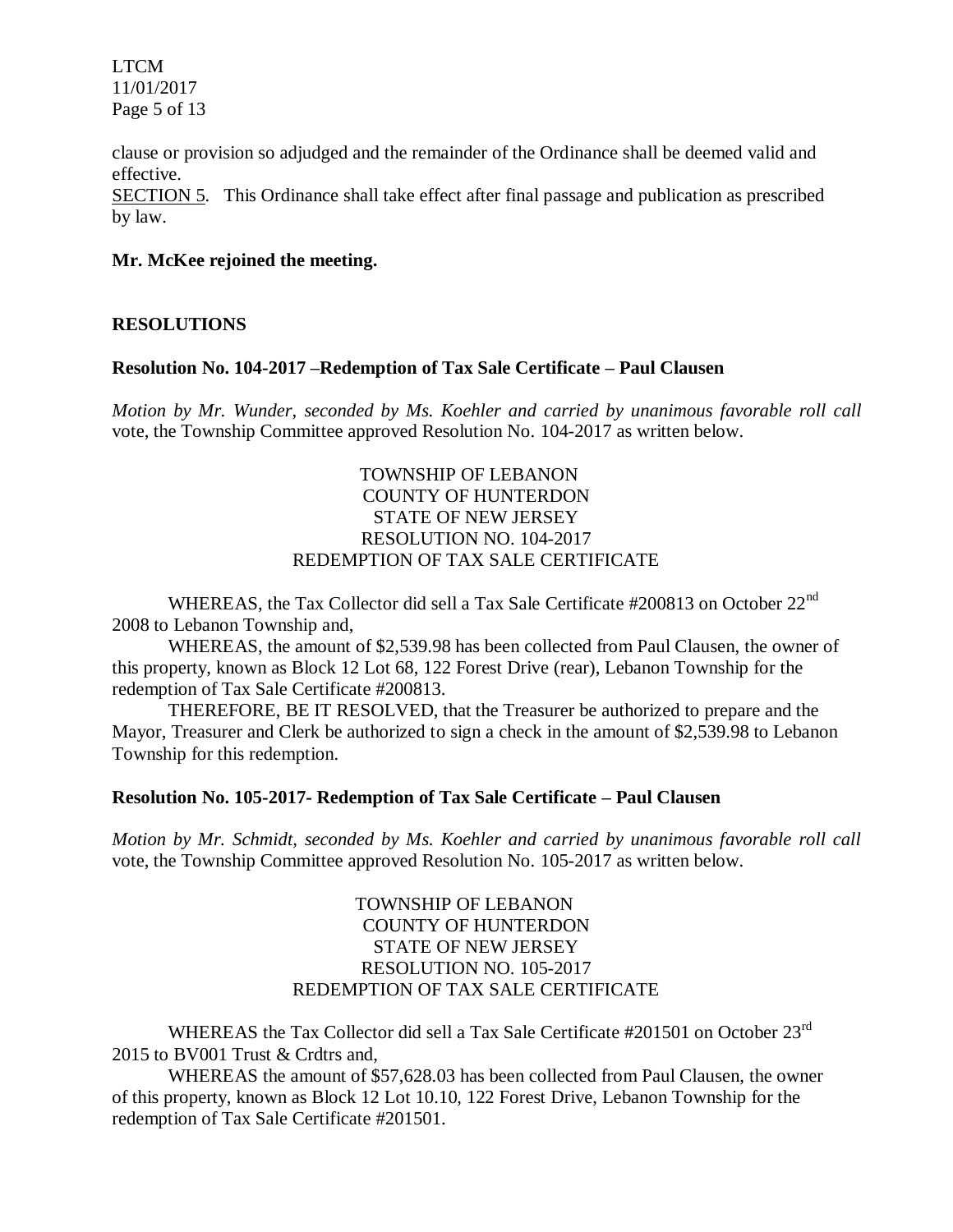clause or provision so adjudged and the remainder of the Ordinance shall be deemed valid and effective.

SECTION 5. This Ordinance shall take effect after final passage and publication as prescribed by law.

**Mr. McKee rejoined the meeting.**

## RESOLUTIONS

### Resolution No. 104-2017 –Redemption of Tax Sale Certificate – Paul Clausen

*Motion by Mr. Wunder, seconded by Ms. Koehler and carried by unanimous favorable roll call* vote, the Township Committee approved Resolution No. 104-2017 as written below.

TOWNSHIP OF LEBANON
COUNTY OF HUNTERDON
STATE OF NEW JERSEY
RESOLUTION NO. 104-2017
REDEMPTION OF TAX SALE CERTIFICATE

WHEREAS, the Tax Collector did sell a Tax Sale Certificate #200813 on October 22nd 2008 to Lebanon Township and,

WHEREAS, the amount of $2,539.98 has been collected from Paul Clausen, the owner of this property, known as Block 12 Lot 68, 122 Forest Drive (rear), Lebanon Township for the redemption of Tax Sale Certificate #200813.

THEREFORE, BE IT RESOLVED, that the Treasurer be authorized to prepare and the Mayor, Treasurer and Clerk be authorized to sign a check in the amount of $2,539.98 to Lebanon Township for this redemption.

### Resolution No. 105-2017- Redemption of Tax Sale Certificate – Paul Clausen

*Motion by Mr. Schmidt, seconded by Ms. Koehler and carried by unanimous favorable roll call* vote, the Township Committee approved Resolution No. 105-2017 as written below.

TOWNSHIP OF LEBANON
COUNTY OF HUNTERDON
STATE OF NEW JERSEY
RESOLUTION NO. 105-2017
REDEMPTION OF TAX SALE CERTIFICATE

WHEREAS the Tax Collector did sell a Tax Sale Certificate #201501 on October 23rd 2015 to BV001 Trust & Crdtrs and,

WHEREAS the amount of $57,628.03 has been collected from Paul Clausen, the owner of this property, known as Block 12 Lot 10.10, 122 Forest Drive, Lebanon Township for the redemption of Tax Sale Certificate #201501.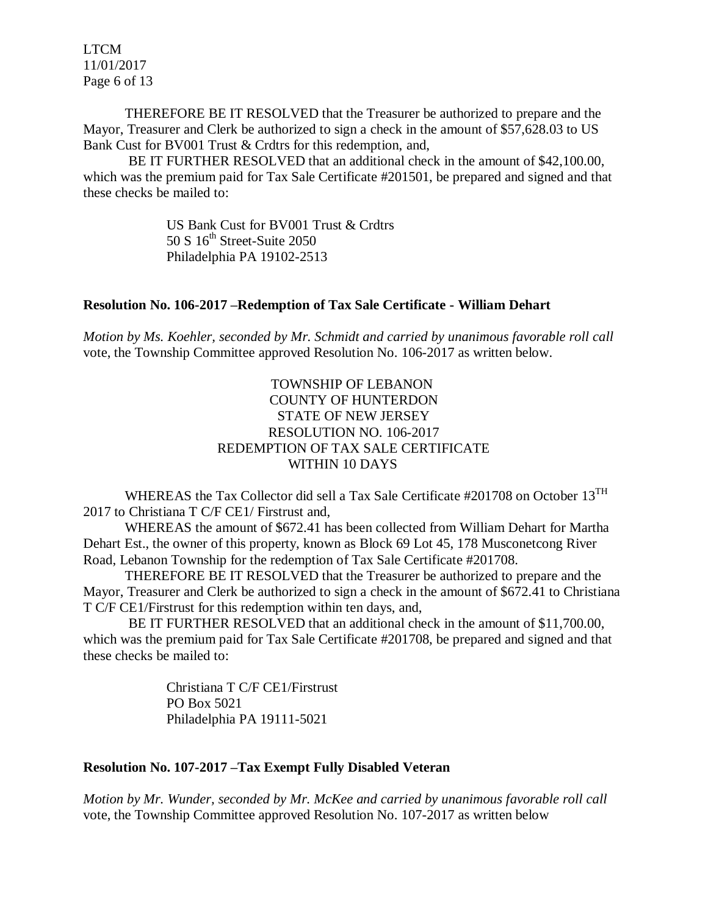THEREFORE BE IT RESOLVED that the Treasurer be authorized to prepare and the Mayor, Treasurer and Clerk be authorized to sign a check in the amount of $57,628.03 to US Bank Cust for BV001 Trust & Crdtrs for this redemption, and,

BE IT FURTHER RESOLVED that an additional check in the amount of $42,100.00, which was the premium paid for Tax Sale Certificate #201501, be prepared and signed and that these checks be mailed to:

US Bank Cust for BV001 Trust & Crdtrs
50 S 16th Street-Suite 2050
Philadelphia PA 19102-2513

**Resolution No. 106-2017 –Redemption of Tax Sale Certificate - William Dehart**

*Motion by Ms. Koehler, seconded by Mr. Schmidt and carried by unanimous favorable roll call* vote, the Township Committee approved Resolution No. 106-2017 as written below.

TOWNSHIP OF LEBANON
COUNTY OF HUNTERDON
STATE OF NEW JERSEY
RESOLUTION NO. 106-2017
REDEMPTION OF TAX SALE CERTIFICATE
WITHIN 10 DAYS

WHEREAS the Tax Collector did sell a Tax Sale Certificate #201708 on October 13TH 2017 to Christiana T C/F CE1/ Firstrust and,

WHEREAS the amount of $672.41 has been collected from William Dehart for Martha Dehart Est., the owner of this property, known as Block 69 Lot 45, 178 Musconetcong River Road, Lebanon Township for the redemption of Tax Sale Certificate #201708.

THEREFORE BE IT RESOLVED that the Treasurer be authorized to prepare and the Mayor, Treasurer and Clerk be authorized to sign a check in the amount of $672.41 to Christiana T C/F CE1/Firstrust for this redemption within ten days, and,

BE IT FURTHER RESOLVED that an additional check in the amount of $11,700.00, which was the premium paid for Tax Sale Certificate #201708, be prepared and signed and that these checks be mailed to:

Christiana T C/F CE1/Firstrust
PO Box 5021
Philadelphia PA 19111-5021

**Resolution No. 107-2017 –Tax Exempt Fully Disabled Veteran**

*Motion by Mr. Wunder, seconded by Mr. McKee and carried by unanimous favorable roll call* vote, the Township Committee approved Resolution No. 107-2017 as written below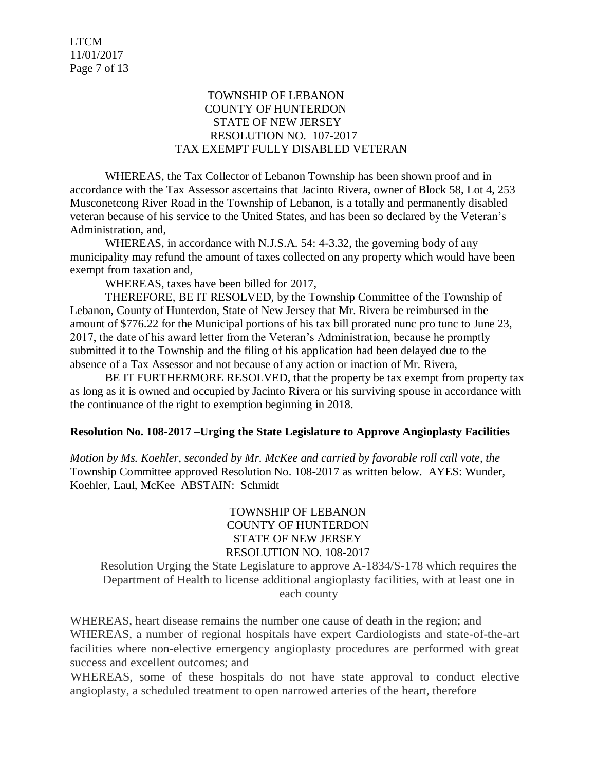TOWNSHIP OF LEBANON
COUNTY OF HUNTERDON
STATE OF NEW JERSEY
RESOLUTION NO. 107-2017
TAX EXEMPT FULLY DISABLED VETERAN

WHEREAS, the Tax Collector of Lebanon Township has been shown proof and in accordance with the Tax Assessor ascertains that Jacinto Rivera, owner of Block 58, Lot 4, 253 Musconetcong River Road in the Township of Lebanon, is a totally and permanently disabled veteran because of his service to the United States, and has been so declared by the Veteran's Administration, and,

WHEREAS, in accordance with N.J.S.A. 54: 4-3.32, the governing body of any municipality may refund the amount of taxes collected on any property which would have been exempt from taxation and,

WHEREAS, taxes have been billed for 2017,

THEREFORE, BE IT RESOLVED, by the Township Committee of the Township of Lebanon, County of Hunterdon, State of New Jersey that Mr. Rivera be reimbursed in the amount of $776.22 for the Municipal portions of his tax bill prorated nunc pro tunc to June 23, 2017, the date of his award letter from the Veteran's Administration, because he promptly submitted it to the Township and the filing of his application had been delayed due to the absence of a Tax Assessor and not because of any action or inaction of Mr. Rivera,

BE IT FURTHERMORE RESOLVED, that the property be tax exempt from property tax as long as it is owned and occupied by Jacinto Rivera or his surviving spouse in accordance with the continuance of the right to exemption beginning in 2018.

**Resolution No. 108-2017 –Urging the State Legislature to Approve Angioplasty Facilities**

*Motion by Ms. Koehler, seconded by Mr. McKee and carried by favorable roll call vote, the* Township Committee approved Resolution No. 108-2017 as written below. AYES: Wunder, Koehler, Laul, McKee ABSTAIN: Schmidt

TOWNSHIP OF LEBANON
COUNTY OF HUNTERDON
STATE OF NEW JERSEY
RESOLUTION NO. 108-2017

Resolution Urging the State Legislature to approve A-1834/S-178 which requires the Department of Health to license additional angioplasty facilities, with at least one in each county

WHEREAS, heart disease remains the number one cause of death in the region; and

WHEREAS, a number of regional hospitals have expert Cardiologists and state-of-the-art facilities where non-elective emergency angioplasty procedures are performed with great success and excellent outcomes; and

WHEREAS, some of these hospitals do not have state approval to conduct elective angioplasty, a scheduled treatment to open narrowed arteries of the heart, therefore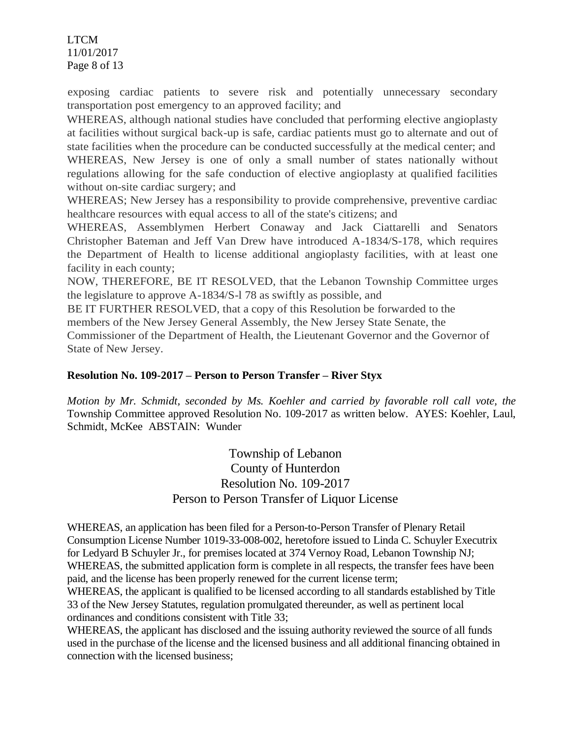exposing cardiac patients to severe risk and potentially unnecessary secondary transportation post emergency to an approved facility; and

WHEREAS, although national studies have concluded that performing elective angioplasty at facilities without surgical back-up is safe, cardiac patients must go to alternate and out of state facilities when the procedure can be conducted successfully at the medical center; and

WHEREAS, New Jersey is one of only a small number of states nationally without regulations allowing for the safe conduction of elective angioplasty at qualified facilities without on-site cardiac surgery; and

WHEREAS; New Jersey has a responsibility to provide comprehensive, preventive cardiac healthcare resources with equal access to all of the state's citizens; and

WHEREAS, Assemblymen Herbert Conaway and Jack Ciattarelli and Senators Christopher Bateman and Jeff Van Drew have introduced A-1834/S-178, which requires the Department of Health to license additional angioplasty facilities, with at least one facility in each county;

NOW, THEREFORE, BE IT RESOLVED, that the Lebanon Township Committee urges the legislature to approve A-1834/S-l 78 as swiftly as possible, and

BE IT FURTHER RESOLVED, that a copy of this Resolution be forwarded to the members of the New Jersey General Assembly, the New Jersey State Senate, the Commissioner of the Department of Health, the Lieutenant Governor and the Governor of State of New Jersey.

**Resolution No. 109-2017 – Person to Person Transfer – River Styx**

*Motion by Mr. Schmidt, seconded by Ms. Koehler and carried by favorable roll call vote, the* Township Committee approved Resolution No. 109-2017 as written below. AYES: Koehler, Laul, Schmidt, McKee ABSTAIN: Wunder

Township of Lebanon
County of Hunterdon
Resolution No. 109-2017
Person to Person Transfer of Liquor License

WHEREAS, an application has been filed for a Person-to-Person Transfer of Plenary Retail Consumption License Number 1019-33-008-002, heretofore issued to Linda C. Schuyler Executrix for Ledyard B Schuyler Jr., for premises located at 374 Vernoy Road, Lebanon Township NJ;

WHEREAS, the submitted application form is complete in all respects, the transfer fees have been paid, and the license has been properly renewed for the current license term;

WHEREAS, the applicant is qualified to be licensed according to all standards established by Title 33 of the New Jersey Statutes, regulation promulgated thereunder, as well as pertinent local ordinances and conditions consistent with Title 33;

WHEREAS, the applicant has disclosed and the issuing authority reviewed the source of all funds used in the purchase of the license and the licensed business and all additional financing obtained in connection with the licensed business;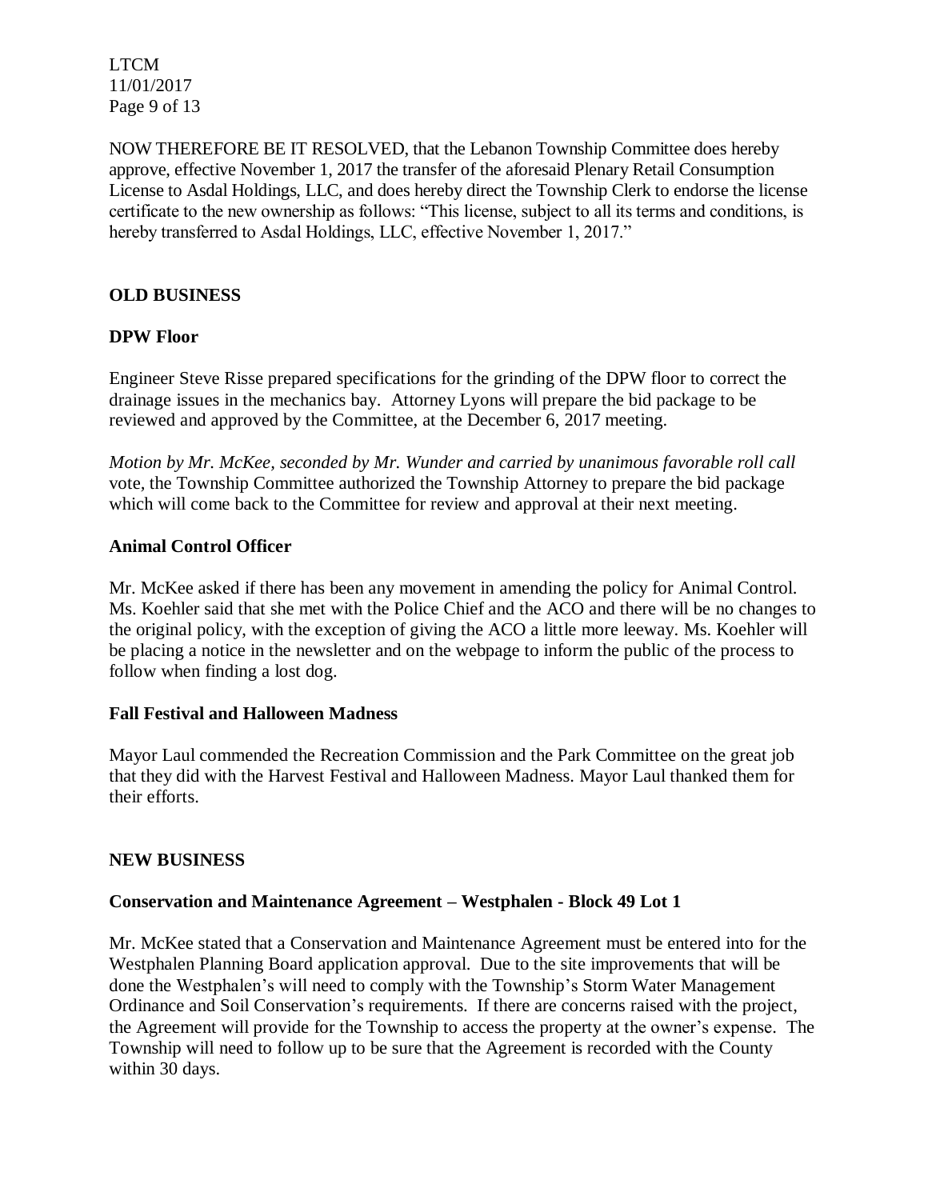NOW THEREFORE BE IT RESOLVED, that the Lebanon Township Committee does hereby approve, effective November 1, 2017 the transfer of the aforesaid Plenary Retail Consumption License to Asdal Holdings, LLC, and does hereby direct the Township Clerk to endorse the license certificate to the new ownership as follows: "This license, subject to all its terms and conditions, is hereby transferred to Asdal Holdings, LLC, effective November 1, 2017."

**OLD BUSINESS**

**DPW Floor**

Engineer Steve Risse prepared specifications for the grinding of the DPW floor to correct the drainage issues in the mechanics bay. Attorney Lyons will prepare the bid package to be reviewed and approved by the Committee, at the December 6, 2017 meeting.

*Motion by Mr. McKee, seconded by Mr. Wunder and carried by unanimous favorable roll call* vote, the Township Committee authorized the Township Attorney to prepare the bid package which will come back to the Committee for review and approval at their next meeting.

**Animal Control Officer**

Mr. McKee asked if there has been any movement in amending the policy for Animal Control. Ms. Koehler said that she met with the Police Chief and the ACO and there will be no changes to the original policy, with the exception of giving the ACO a little more leeway. Ms. Koehler will be placing a notice in the newsletter and on the webpage to inform the public of the process to follow when finding a lost dog.

**Fall Festival and Halloween Madness**

Mayor Laul commended the Recreation Commission and the Park Committee on the great job that they did with the Harvest Festival and Halloween Madness. Mayor Laul thanked them for their efforts.

**NEW BUSINESS**

**Conservation and Maintenance Agreement – Westphalen - Block 49 Lot 1**

Mr. McKee stated that a Conservation and Maintenance Agreement must be entered into for the Westphalen Planning Board application approval. Due to the site improvements that will be done the Westphalen's will need to comply with the Township's Storm Water Management Ordinance and Soil Conservation's requirements. If there are concerns raised with the project, the Agreement will provide for the Township to access the property at the owner's expense. The Township will need to follow up to be sure that the Agreement is recorded with the County within 30 days.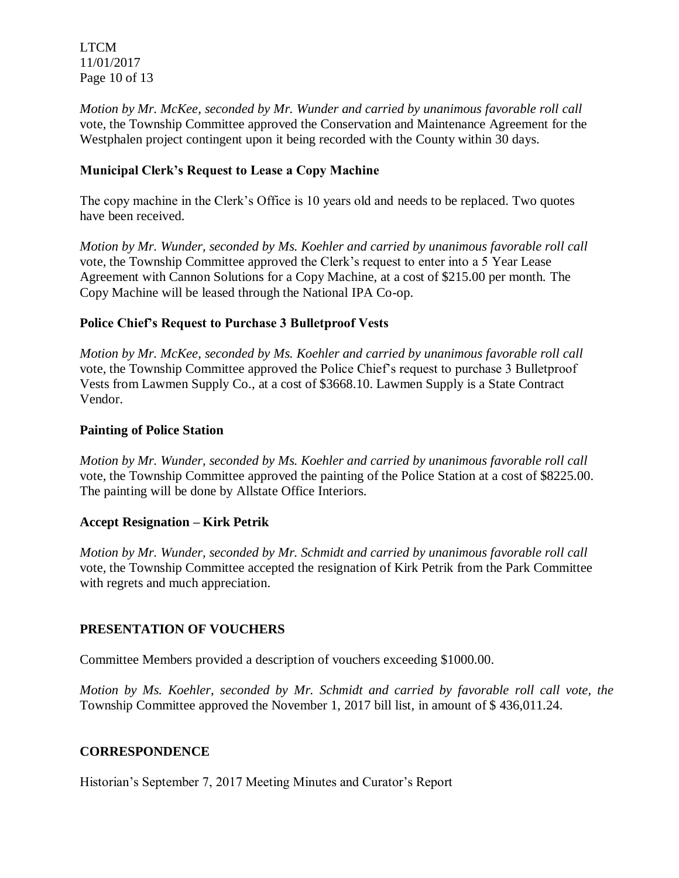*Motion by Mr. McKee, seconded by Mr. Wunder and carried by unanimous favorable roll call* vote, the Township Committee approved the Conservation and Maintenance Agreement for the Westphalen project contingent upon it being recorded with the County within 30 days.

**Municipal Clerk's Request to Lease a Copy Machine**

The copy machine in the Clerk's Office is 10 years old and needs to be replaced. Two quotes have been received.

*Motion by Mr. Wunder, seconded by Ms. Koehler and carried by unanimous favorable roll call* vote, the Township Committee approved the Clerk's request to enter into a 5 Year Lease Agreement with Cannon Solutions for a Copy Machine, at a cost of $215.00 per month. The Copy Machine will be leased through the National IPA Co-op.

**Police Chief's Request to Purchase 3 Bulletproof Vests**

*Motion by Mr. McKee, seconded by Ms. Koehler and carried by unanimous favorable roll call* vote, the Township Committee approved the Police Chief's request to purchase 3 Bulletproof Vests from Lawmen Supply Co., at a cost of $3668.10. Lawmen Supply is a State Contract Vendor.

**Painting of Police Station**

*Motion by Mr. Wunder, seconded by Ms. Koehler and carried by unanimous favorable roll call* vote, the Township Committee approved the painting of the Police Station at a cost of $8225.00. The painting will be done by Allstate Office Interiors.

**Accept Resignation – Kirk Petrik**

*Motion by Mr. Wunder, seconded by Mr. Schmidt and carried by unanimous favorable roll call* vote, the Township Committee accepted the resignation of Kirk Petrik from the Park Committee with regrets and much appreciation.

**PRESENTATION OF VOUCHERS**

Committee Members provided a description of vouchers exceeding $1000.00.

*Motion by Ms. Koehler, seconded by Mr. Schmidt and carried by favorable roll call vote, the* Township Committee approved the November 1, 2017 bill list, in amount of $ 436,011.24.

**CORRESPONDENCE**

Historian's September 7, 2017 Meeting Minutes and Curator's Report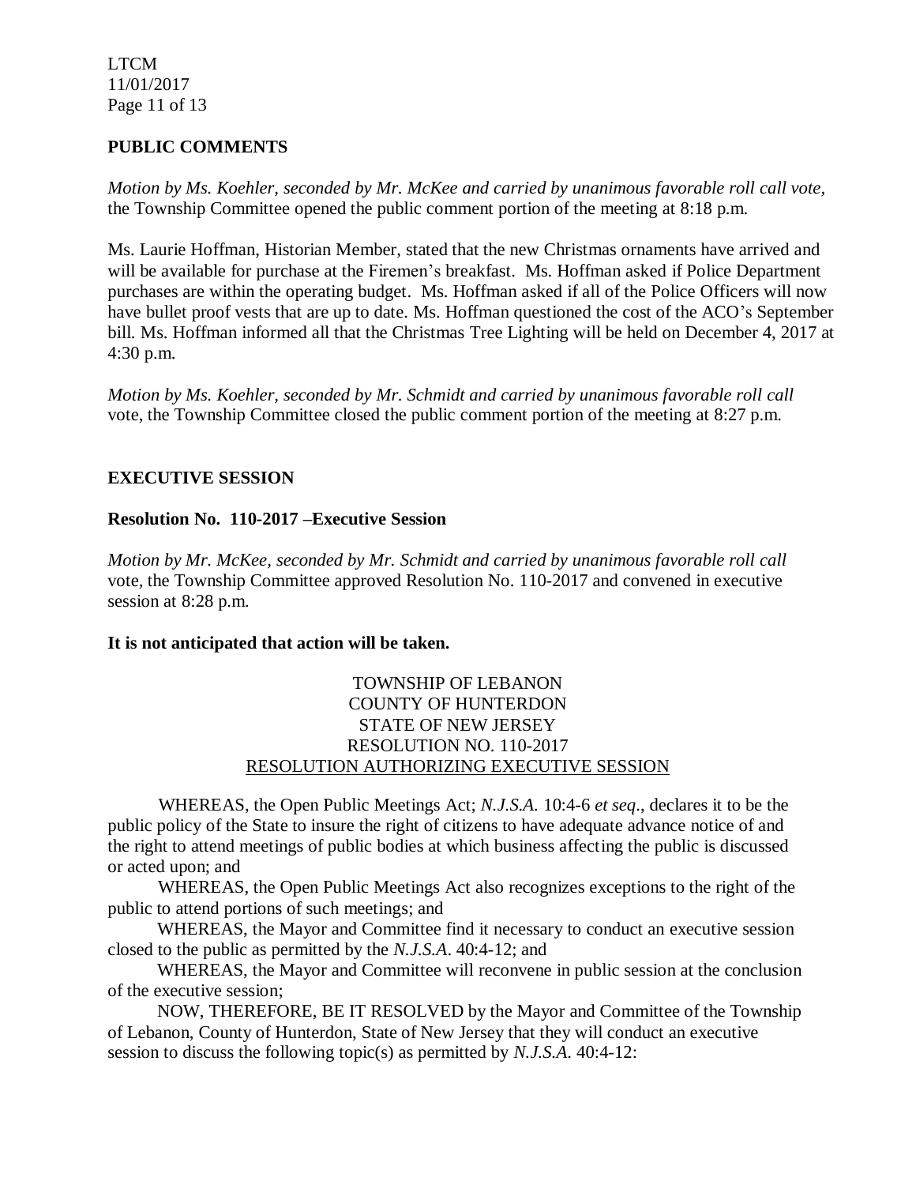## PUBLIC COMMENTS

*Motion by Ms. Koehler, seconded by Mr. McKee and carried by unanimous favorable roll call vote,* the Township Committee opened the public comment portion of the meeting at 8:18 p.m.

Ms. Laurie Hoffman, Historian Member, stated that the new Christmas ornaments have arrived and will be available for purchase at the Firemen's breakfast. Ms. Hoffman asked if Police Department purchases are within the operating budget. Ms. Hoffman asked if all of the Police Officers will now have bullet proof vests that are up to date. Ms. Hoffman questioned the cost of the ACO's September bill. Ms. Hoffman informed all that the Christmas Tree Lighting will be held on December 4, 2017 at 4:30 p.m.

*Motion by Ms. Koehler, seconded by Mr. Schmidt and carried by unanimous favorable roll call* vote, the Township Committee closed the public comment portion of the meeting at 8:27 p.m.

## EXECUTIVE SESSION

### Resolution No. 110-2017 –Executive Session

*Motion by Mr. McKee, seconded by Mr. Schmidt and carried by unanimous favorable roll call* vote, the Township Committee approved Resolution No. 110-2017 and convened in executive session at 8:28 p.m.

**It is not anticipated that action will be taken.**

TOWNSHIP OF LEBANON
COUNTY OF HUNTERDON
STATE OF NEW JERSEY
RESOLUTION NO. 110-2017
RESOLUTION AUTHORIZING EXECUTIVE SESSION

WHEREAS, the Open Public Meetings Act; *N.J.S.A.* 10:4-6 *et seq*., declares it to be the public policy of the State to insure the right of citizens to have adequate advance notice of and the right to attend meetings of public bodies at which business affecting the public is discussed or acted upon; and

WHEREAS, the Open Public Meetings Act also recognizes exceptions to the right of the public to attend portions of such meetings; and

WHEREAS, the Mayor and Committee find it necessary to conduct an executive session closed to the public as permitted by the *N.J.S.A*. 40:4-12; and

WHEREAS, the Mayor and Committee will reconvene in public session at the conclusion of the executive session;

NOW, THEREFORE, BE IT RESOLVED by the Mayor and Committee of the Township of Lebanon, County of Hunterdon, State of New Jersey that they will conduct an executive session to discuss the following topic(s) as permitted by *N.J.S.A*. 40:4-12: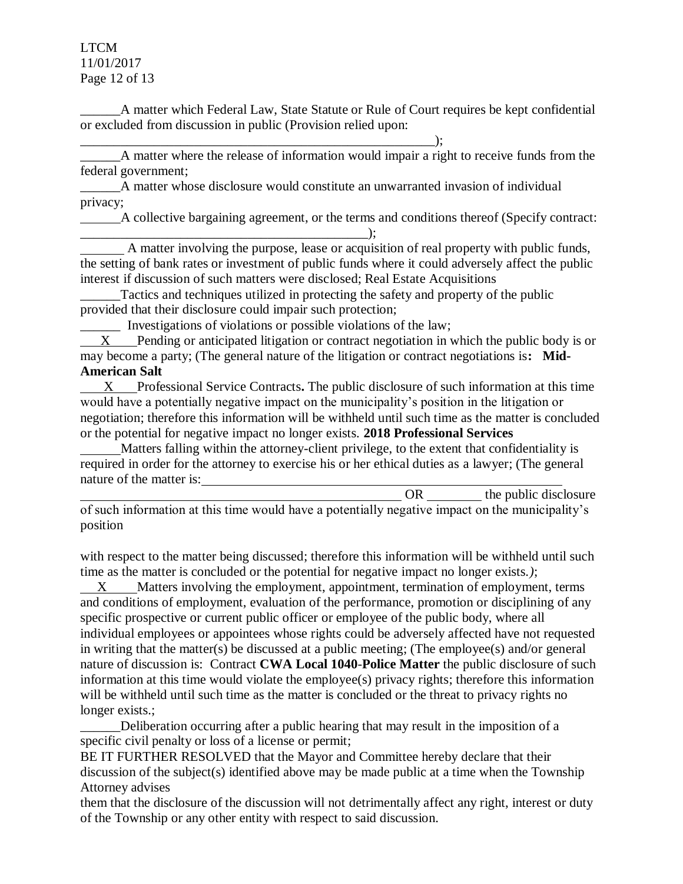______A matter which Federal Law, State Statute or Rule of Court requires be kept confidential or excluded from discussion in public (Provision relied upon: _______________________________________________________);

______A matter where the release of information would impair a right to receive funds from the federal government;

______A matter whose disclosure would constitute an unwarranted invasion of individual privacy;

______A collective bargaining agreement, or the terms and conditions thereof (Specify contract: ____________________________________________);

______ A matter involving the purpose, lease or acquisition of real property with public funds, the setting of bank rates or investment of public funds where it could adversely affect the public interest if discussion of such matters were disclosed; Real Estate Acquisitions

______Tactics and techniques utilized in protecting the safety and property of the public provided that their disclosure could impair such protection;

______ Investigations of violations or possible violations of the law;

___X___Pending or anticipated litigation or contract negotiation in which the public body is or may become a party; (The general nature of the litigation or contract negotiations is**: Mid-American Salt**

___X___Professional Service Contracts**.** The public disclosure of such information at this time would have a potentially negative impact on the municipality's position in the litigation or negotiation; therefore this information will be withheld until such time as the matter is concluded or the potential for negative impact no longer exists. **2018 Professional Services**

______Matters falling within the attorney-client privilege, to the extent that confidentiality is required in order for the attorney to exercise his or her ethical duties as a lawyer; (The general nature of the matter is: _______________________________________________________ _______________________________________________ OR ________ the public disclosure of such information at this time would have a potentially negative impact on the municipality's position

with respect to the matter being discussed; therefore this information will be withheld until such time as the matter is concluded or the potential for negative impact no longer exists.*)*;

___X___Matters involving the employment, appointment, termination of employment, terms and conditions of employment, evaluation of the performance, promotion or disciplining of any specific prospective or current public officer or employee of the public body, where all individual employees or appointees whose rights could be adversely affected have not requested in writing that the matter(s) be discussed at a public meeting; (The employee(s) and/or general nature of discussion is: Contract **CWA Local 1040-Police Matter** the public disclosure of such information at this time would violate the employee(s) privacy rights; therefore this information will be withheld until such time as the matter is concluded or the threat to privacy rights no longer exists.;

______Deliberation occurring after a public hearing that may result in the imposition of a specific civil penalty or loss of a license or permit;

BE IT FURTHER RESOLVED that the Mayor and Committee hereby declare that their discussion of the subject(s) identified above may be made public at a time when the Township Attorney advises them that the disclosure of the discussion will not detrimentally affect any right, interest or duty of the Township or any other entity with respect to said discussion.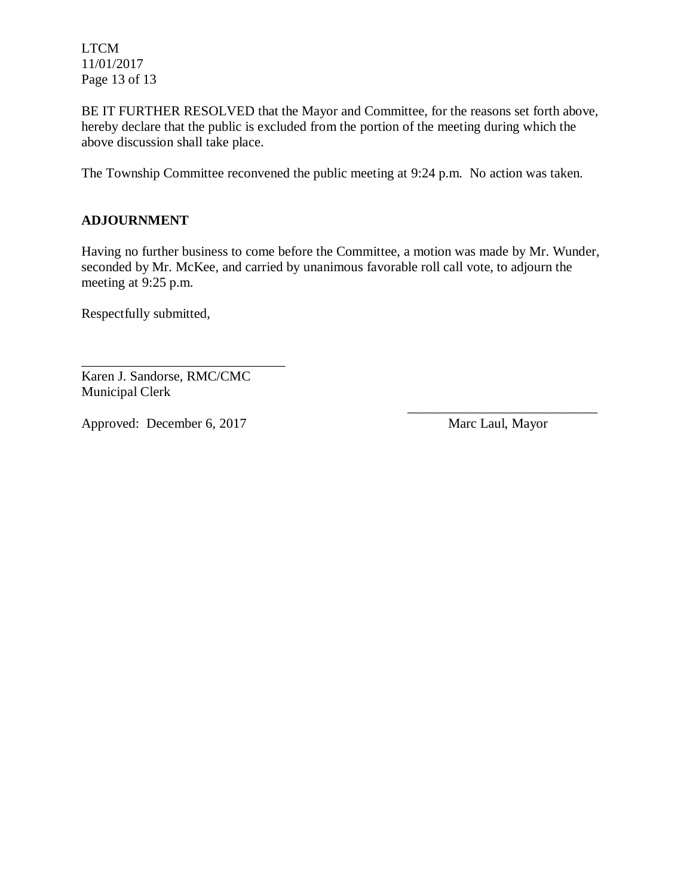BE IT FURTHER RESOLVED that the Mayor and Committee, for the reasons set forth above, hereby declare that the public is excluded from the portion of the meeting during which the above discussion shall take place.

The Township Committee reconvened the public meeting at 9:24 p.m. No action was taken.

**ADJOURNMENT**

Having no further business to come before the Committee, a motion was made by Mr. Wunder, seconded by Mr. McKee, and carried by unanimous favorable roll call vote, to adjourn the meeting at 9:25 p.m.

Respectfully submitted,

_____________________________
Karen J. Sandorse, RMC/CMC
Municipal Clerk

_____________________________
Marc Laul, Mayor

Approved: December 6, 2017